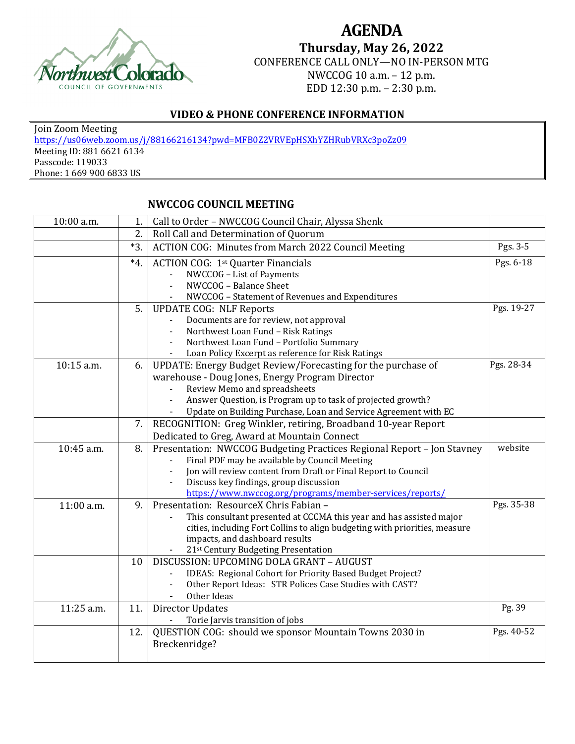# AGENDA

**Thursday, May 26, 2022**

CONFERENCE CALL ONLY—NO IN-PERSON MTG

NWCCOG 10 a.m. – 12 p.m.

EDD 12:30 p.m. – 2:30 p.m.

## VIDEO & PHONE CONFERENCE INFORMATION

Join Zoom Meeting
https://us06web.zoom.us/j/88166216134?pwd=MFB0Z2VRVEpHSXhYZHRubVRXc3poZz09
Meeting ID: 881 6621 6134
Passcode: 119033
Phone: 1 669 900 6833 US

## NWCCOG COUNCIL MEETING

| Time | # | Item | Pages |
|---|---|---|---|
| 10:00 a.m. | 1. | Call to Order – NWCCOG Council Chair, Alyssa Shenk | |
| | 2. | Roll Call and Determination of Quorum | |
| | *3. | ACTION COG: Minutes from March 2022 Council Meeting | Pgs. 3-5 |
| | *4. | ACTION COG: 1st Quarter Financials<br>- NWCCOG – List of Payments<br>- NWCCOG – Balance Sheet<br>- NWCCOG – Statement of Revenues and Expenditures | Pgs. 6-18 |
| | 5. | UPDATE COG: NLF Reports<br>- Documents are for review, not approval<br>- Northwest Loan Fund – Risk Ratings<br>- Northwest Loan Fund – Portfolio Summary<br>- Loan Policy Excerpt as reference for Risk Ratings | Pgs. 19-27 |
| 10:15 a.m. | 6. | UPDATE: Energy Budget Review/Forecasting for the purchase of warehouse - Doug Jones, Energy Program Director<br>- Review Memo and spreadsheets<br>- Answer Question, is Program up to task of projected growth?<br>- Update on Building Purchase, Loan and Service Agreement with EC | Pgs. 28-34 |
| | 7. | RECOGNITION: Greg Winkler, retiring, Broadband 10-year Report Dedicated to Greg, Award at Mountain Connect | |
| 10:45 a.m. | 8. | Presentation: NWCCOG Budgeting Practices Regional Report – Jon Stavney<br>- Final PDF may be available by Council Meeting<br>- Jon will review content from Draft or Final Report to Council<br>- Discuss key findings, group discussion<br>https://www.nwccog.org/programs/member-services/reports/ | website |
| 11:00 a.m. | 9. | Presentation: ResourceX Chris Fabian –<br>- This consultant presented at CCCMA this year and has assisted major cities, including Fort Collins to align budgeting with priorities, measure impacts, and dashboard results<br>- 21st Century Budgeting Presentation | Pgs. 35-38 |
| | 10 | DISCUSSION: UPCOMING DOLA GRANT – AUGUST<br>- IDEAS: Regional Cohort for Priority Based Budget Project?<br>- Other Report Ideas: STR Polices Case Studies with CAST?<br>- Other Ideas | |
| 11:25 a.m. | 11. | Director Updates<br>- Torie Jarvis transition of jobs | Pg. 39 |
| | 12. | QUESTION COG: should we sponsor Mountain Towns 2030 in Breckenridge? | Pgs. 40-52 |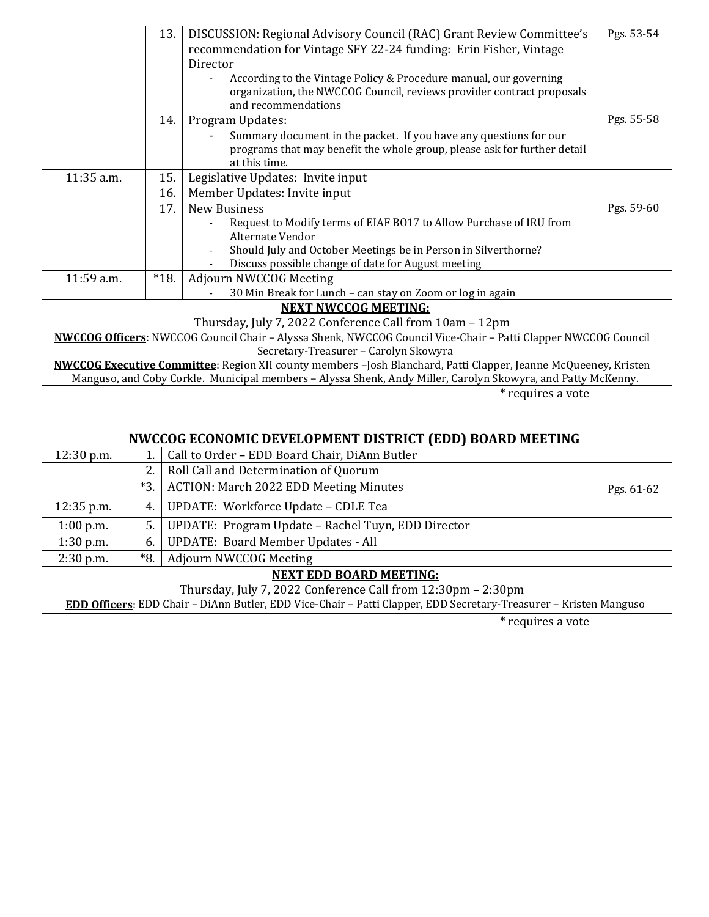| | | | |
|---|---|---|---|
| | 13. | DISCUSSION: Regional Advisory Council (RAC) Grant Review Committee's recommendation for Vintage SFY 22-24 funding: Erin Fisher, Vintage Director<br>- According to the Vintage Policy & Procedure manual, our governing organization, the NWCCOG Council, reviews provider contract proposals and recommendations | Pgs. 53-54 |
| | 14. | Program Updates:<br>- Summary document in the packet. If you have any questions for our programs that may benefit the whole group, please ask for further detail at this time. | Pgs. 55-58 |
| 11:35 a.m. | 15. | Legislative Updates: Invite input | |
| | 16. | Member Updates: Invite input | |
| | 17. | New Business<br>- Request to Modify terms of EIAF BO17 to Allow Purchase of IRU from Alternate Vendor<br>- Should July and October Meetings be in Person in Silverthorne?<br>- Discuss possible change of date for August meeting | Pgs. 59-60 |
| 11:59 a.m. | *18. | Adjourn NWCCOG Meeting<br>- 30 Min Break for Lunch – can stay on Zoom or log in again | |

**NEXT NWCCOG MEETING:**
Thursday, July 7, 2022 Conference Call from 10am – 12pm

**NWCCOG Officers**: NWCCOG Council Chair – Alyssa Shenk, NWCCOG Council Vice-Chair – Patti Clapper NWCCOG Council Secretary-Treasurer – Carolyn Skowyra

**NWCCOG Executive Committee**: Region XII county members –Josh Blanchard, Patti Clapper, Jeanne McQueeney, Kristen Manguso, and Coby Corkle. Municipal members – Alyssa Shenk, Andy Miller, Carolyn Skowyra, and Patty McKenny.

\* requires a vote

## NWCCOG ECONOMIC DEVELOPMENT DISTRICT (EDD) BOARD MEETING

| | | | |
|---|---|---|---|
| 12:30 p.m. | 1. | Call to Order – EDD Board Chair, DiAnn Butler | |
| | 2. | Roll Call and Determination of Quorum | |
| | *3. | ACTION: March 2022 EDD Meeting Minutes | Pgs. 61-62 |
| 12:35 p.m. | 4. | UPDATE: Workforce Update – CDLE Tea | |
| 1:00 p.m. | 5. | UPDATE: Program Update – Rachel Tuyn, EDD Director | |
| 1:30 p.m. | 6. | UPDATE: Board Member Updates - All | |
| 2:30 p.m. | *8. | Adjourn NWCCOG Meeting | |

**NEXT EDD BOARD MEETING:**
Thursday, July 7, 2022 Conference Call from 12:30pm – 2:30pm

**EDD Officers**: EDD Chair – DiAnn Butler, EDD Vice-Chair – Patti Clapper, EDD Secretary-Treasurer – Kristen Manguso

\* requires a vote